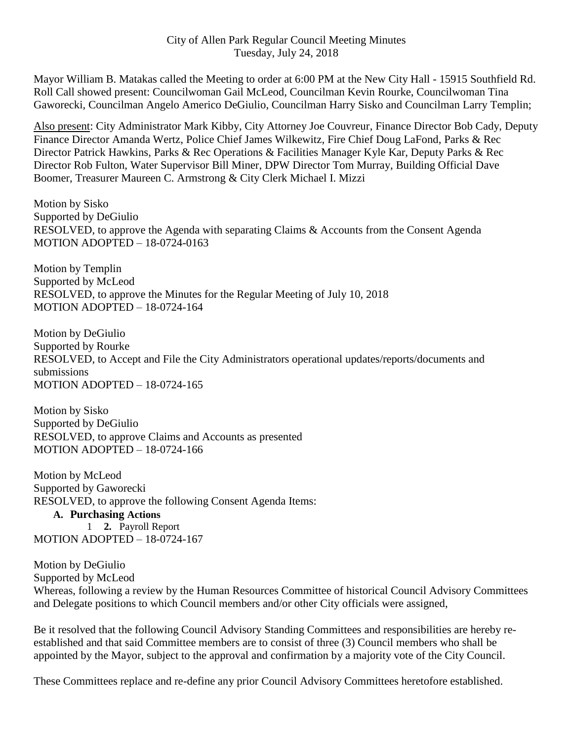City of Allen Park Regular Council Meeting Minutes
Tuesday, July 24, 2018

Mayor William B. Matakas called the Meeting to order at 6:00 PM at the New City Hall - 15915 Southfield Rd. Roll Call showed present: Councilwoman Gail McLeod, Councilman Kevin Rourke, Councilwoman Tina Gaworecki, Councilman Angelo Americo DeGiulio, Councilman Harry Sisko and Councilman Larry Templin;

Also present: City Administrator Mark Kibby, City Attorney Joe Couvreur, Finance Director Bob Cady, Deputy Finance Director Amanda Wertz, Police Chief James Wilkewitz, Fire Chief Doug LaFond, Parks & Rec Director Patrick Hawkins, Parks & Rec Operations & Facilities Manager Kyle Kar, Deputy Parks & Rec Director Rob Fulton, Water Supervisor Bill Miner, DPW Director Tom Murray, Building Official Dave Boomer, Treasurer Maureen C. Armstrong & City Clerk Michael I. Mizzi

Motion by Sisko
Supported by DeGiulio
RESOLVED, to approve the Agenda with separating Claims & Accounts from the Consent Agenda
MOTION ADOPTED – 18-0724-0163

Motion by Templin
Supported by McLeod
RESOLVED, to approve the Minutes for the Regular Meeting of July 10, 2018
MOTION ADOPTED – 18-0724-164

Motion by DeGiulio
Supported by Rourke
RESOLVED, to Accept and File the City Administrators operational updates/reports/documents and submissions
MOTION ADOPTED – 18-0724-165

Motion by Sisko
Supported by DeGiulio
RESOLVED, to approve Claims and Accounts as presented
MOTION ADOPTED – 18-0724-166

Motion by McLeod
Supported by Gaworecki
RESOLVED, to approve the following Consent Agenda Items:

**A. Purchasing Actions**

1 **2.** Payroll Report

MOTION ADOPTED – 18-0724-167

Motion by DeGiulio
Supported by McLeod
Whereas, following a review by the Human Resources Committee of historical Council Advisory Committees and Delegate positions to which Council members and/or other City officials were assigned,

Be it resolved that the following Council Advisory Standing Committees and responsibilities are hereby re-established and that said Committee members are to consist of three (3) Council members who shall be appointed by the Mayor, subject to the approval and confirmation by a majority vote of the City Council.

These Committees replace and re-define any prior Council Advisory Committees heretofore established.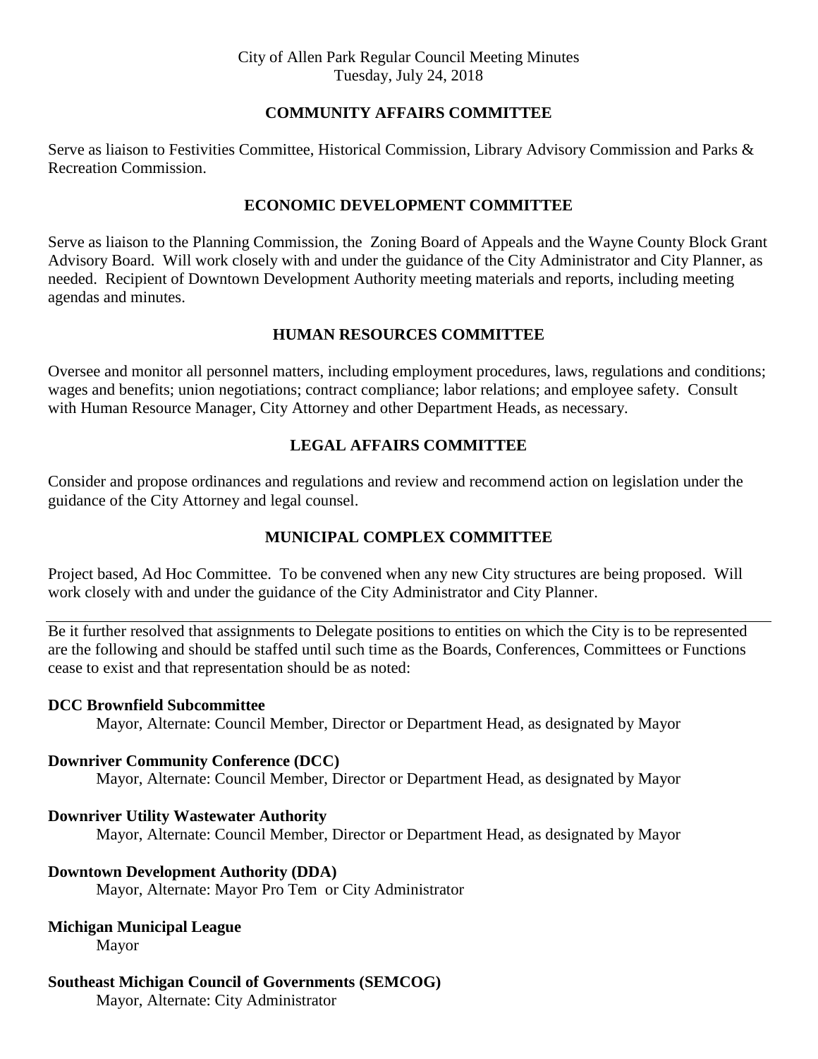## COMMUNITY AFFAIRS COMMITTEE

Serve as liaison to Festivities Committee, Historical Commission, Library Advisory Commission and Parks & Recreation Commission.

## ECONOMIC DEVELOPMENT COMMITTEE

Serve as liaison to the Planning Commission, the Zoning Board of Appeals and the Wayne County Block Grant Advisory Board. Will work closely with and under the guidance of the City Administrator and City Planner, as needed. Recipient of Downtown Development Authority meeting materials and reports, including meeting agendas and minutes.

## HUMAN RESOURCES COMMITTEE

Oversee and monitor all personnel matters, including employment procedures, laws, regulations and conditions; wages and benefits; union negotiations; contract compliance; labor relations; and employee safety. Consult with Human Resource Manager, City Attorney and other Department Heads, as necessary.

## LEGAL AFFAIRS COMMITTEE

Consider and propose ordinances and regulations and review and recommend action on legislation under the guidance of the City Attorney and legal counsel.

## MUNICIPAL COMPLEX COMMITTEE

Project based, Ad Hoc Committee. To be convened when any new City structures are being proposed. Will work closely with and under the guidance of the City Administrator and City Planner.

---

Be it further resolved that assignments to Delegate positions to entities on which the City is to be represented are the following and should be staffed until such time as the Boards, Conferences, Committees or Functions cease to exist and that representation should be as noted:

**DCC Brownfield Subcommittee**
Mayor, Alternate: Council Member, Director or Department Head, as designated by Mayor

**Downriver Community Conference (DCC)**
Mayor, Alternate: Council Member, Director or Department Head, as designated by Mayor

**Downriver Utility Wastewater Authority**
Mayor, Alternate: Council Member, Director or Department Head, as designated by Mayor

**Downtown Development Authority (DDA)**
Mayor, Alternate: Mayor Pro Tem or City Administrator

**Michigan Municipal League**
Mayor

**Southeast Michigan Council of Governments (SEMCOG)**
Mayor, Alternate: City Administrator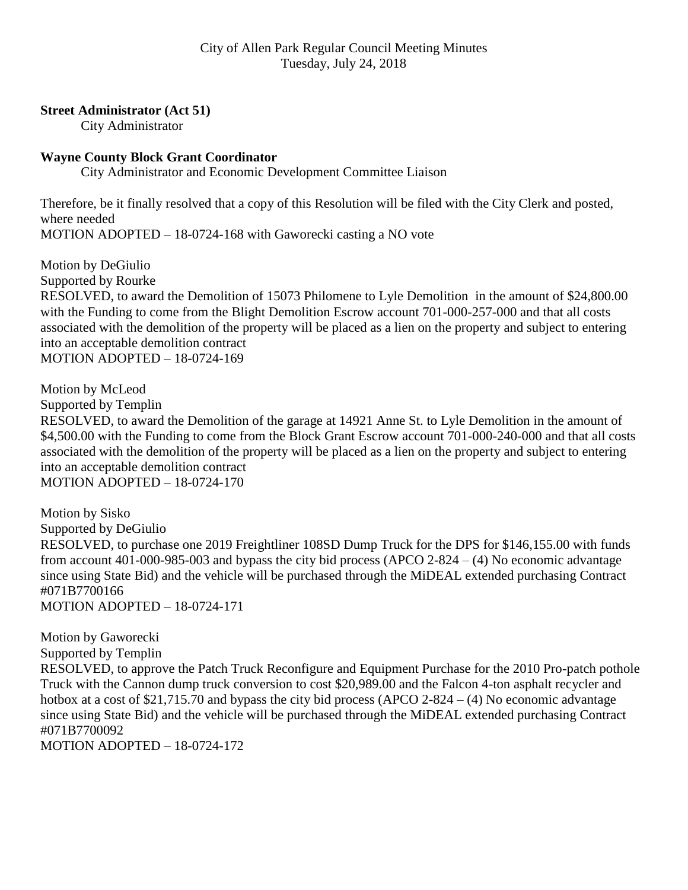**Street Administrator (Act 51)**

City Administrator

**Wayne County Block Grant Coordinator**

City Administrator and Economic Development Committee Liaison

Therefore, be it finally resolved that a copy of this Resolution will be filed with the City Clerk and posted, where needed
MOTION ADOPTED – 18-0724-168 with Gaworecki casting a NO vote

Motion by DeGiulio
Supported by Rourke
RESOLVED, to award the Demolition of 15073 Philomene to Lyle Demolition in the amount of $24,800.00 with the Funding to come from the Blight Demolition Escrow account 701-000-257-000 and that all costs associated with the demolition of the property will be placed as a lien on the property and subject to entering into an acceptable demolition contract
MOTION ADOPTED – 18-0724-169

Motion by McLeod
Supported by Templin
RESOLVED, to award the Demolition of the garage at 14921 Anne St. to Lyle Demolition in the amount of $4,500.00 with the Funding to come from the Block Grant Escrow account 701-000-240-000 and that all costs associated with the demolition of the property will be placed as a lien on the property and subject to entering into an acceptable demolition contract
MOTION ADOPTED – 18-0724-170

Motion by Sisko
Supported by DeGiulio
RESOLVED, to purchase one 2019 Freightliner 108SD Dump Truck for the DPS for $146,155.00 with funds from account 401-000-985-003 and bypass the city bid process (APCO 2-824 – (4) No economic advantage since using State Bid) and the vehicle will be purchased through the MiDEAL extended purchasing Contract #071B7700166
MOTION ADOPTED – 18-0724-171

Motion by Gaworecki
Supported by Templin
RESOLVED, to approve the Patch Truck Reconfigure and Equipment Purchase for the 2010 Pro-patch pothole Truck with the Cannon dump truck conversion to cost $20,989.00 and the Falcon 4-ton asphalt recycler and hotbox at a cost of $21,715.70 and bypass the city bid process (APCO 2-824 – (4) No economic advantage since using State Bid) and the vehicle will be purchased through the MiDEAL extended purchasing Contract #071B7700092
MOTION ADOPTED – 18-0724-172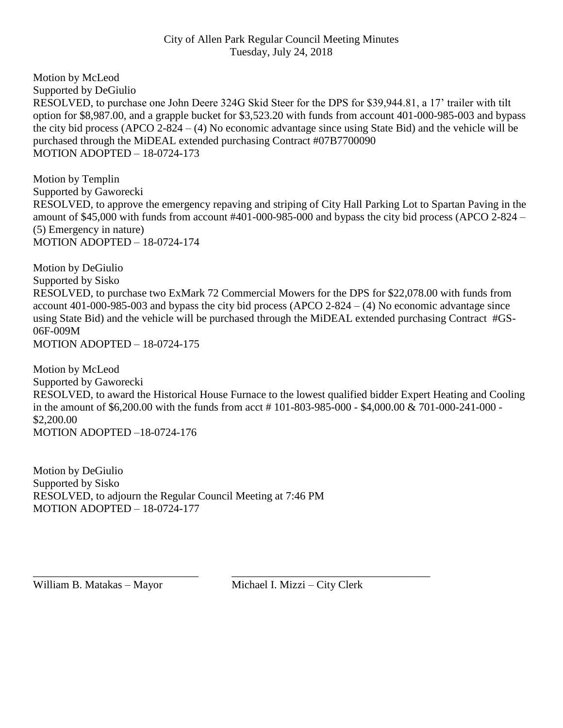City of Allen Park Regular Council Meeting Minutes
Tuesday, July 24, 2018

Motion by McLeod
Supported by DeGiulio
RESOLVED, to purchase one John Deere 324G Skid Steer for the DPS for $39,944.81, a 17' trailer with tilt option for $8,987.00, and a grapple bucket for $3,523.20 with funds from account 401-000-985-003 and bypass the city bid process (APCO 2-824 – (4) No economic advantage since using State Bid) and the vehicle will be purchased through the MiDEAL extended purchasing Contract #07B7700090
MOTION ADOPTED – 18-0724-173

Motion by Templin
Supported by Gaworecki
RESOLVED, to approve the emergency repaving and striping of City Hall Parking Lot to Spartan Paving in the amount of $45,000 with funds from account #401-000-985-000 and bypass the city bid process (APCO 2-824 – (5) Emergency in nature)
MOTION ADOPTED – 18-0724-174

Motion by DeGiulio
Supported by Sisko
RESOLVED, to purchase two ExMark 72 Commercial Mowers for the DPS for $22,078.00 with funds from account 401-000-985-003 and bypass the city bid process (APCO 2-824 – (4) No economic advantage since using State Bid) and the vehicle will be purchased through the MiDEAL extended purchasing Contract #GS-06F-009M
MOTION ADOPTED – 18-0724-175

Motion by McLeod
Supported by Gaworecki
RESOLVED, to award the Historical House Furnace to the lowest qualified bidder Expert Heating and Cooling in the amount of $6,200.00 with the funds from acct # 101-803-985-000 - $4,000.00 & 701-000-241-000 - $2,200.00
MOTION ADOPTED –18-0724-176

Motion by DeGiulio
Supported by Sisko
RESOLVED, to adjourn the Regular Council Meeting at 7:46 PM
MOTION ADOPTED – 18-0724-177

_____________________________ William B. Matakas – Mayor

_____________________________ Michael I. Mizzi – City Clerk